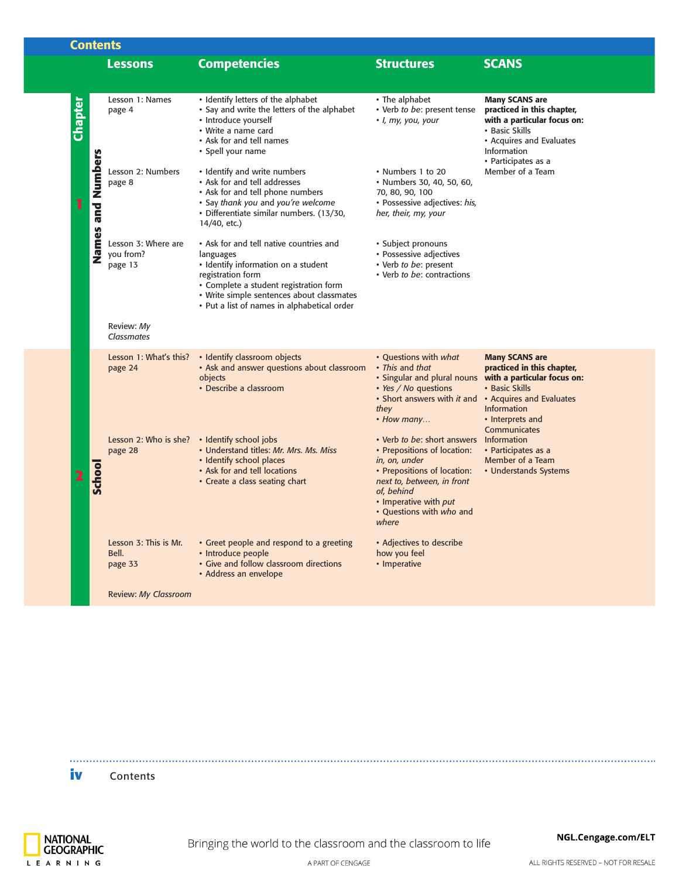# Contents

| Chapter | Lessons | Competencies | Structures | SCANS |
|---|---|---|---|---|
| **1 Names and Numbers** | Lesson 1: Names<br>page 4 | • Identify letters of the alphabet<br>• Say and write the letters of the alphabet<br>• Introduce yourself<br>• Write a name card<br>• Ask for and tell names<br>• Spell your name | • The alphabet<br>• Verb *to be*: present tense<br>• *I, my, you, your* | **Many SCANS are practiced in this chapter, with a particular focus on:**<br>• Basic Skills<br>• Acquires and Evaluates Information<br>• Participates as a Member of a Team |
| | Lesson 2: Numbers<br>page 8 | • Identify and write numbers<br>• Ask for and tell addresses<br>• Ask for and tell phone numbers<br>• Say *thank you* and *you're welcome*<br>• Differentiate similar numbers. (13/30, 14/40, etc.) | • Numbers 1 to 20<br>• Numbers 30, 40, 50, 60, 70, 80, 90, 100<br>• Possessive adjectives: *his, her, their, my, your* | |
| | Lesson 3: Where are you from?<br>page 13 | • Ask for and tell native countries and languages<br>• Identify information on a student registration form<br>• Complete a student registration form<br>• Write simple sentences about classmates<br>• Put a list of names in alphabetical order | • Subject pronouns<br>• Possessive adjectives<br>• Verb *to be*: present<br>• Verb *to be*: contractions | |
| | Review: *My Classmates* | | | |
| **2 School** | Lesson 1: What's this?<br>page 24 | • Identify classroom objects<br>• Ask and answer questions about classroom objects<br>• Describe a classroom | • Questions with *what*<br>• *This* and *that*<br>• Singular and plural nouns<br>• *Yes / No* questions<br>• Short answers with *it* and *they*<br>• *How many…* | **Many SCANS are practiced in this chapter, with a particular focus on:**<br>• Basic Skills<br>• Acquires and Evaluates Information<br>• Interprets and Communicates Information<br>• Participates as a Member of a Team<br>• Understands Systems |
| | Lesson 2: Who is she?<br>page 28 | • Identify school jobs<br>• Understand titles: *Mr. Mrs. Ms. Miss*<br>• Identify school places<br>• Ask and tell locations<br>• Create a class seating chart | • Verb *to be*: short answers<br>• Prepositions of location: *in, on, under*<br>• Prepositions of location: *next to, between, in front of, behind*<br>• Imperative with *put*<br>• Questions with *who* and *where* | |
| | Lesson 3: This is Mr. Bell.<br>page 33 | • Greet people and respond to a greeting<br>• Introduce people<br>• Give and follow classroom directions<br>• Address an envelope | • Adjectives to describe how you feel<br>• Imperative | |
| | Review: *My Classroom* | | | |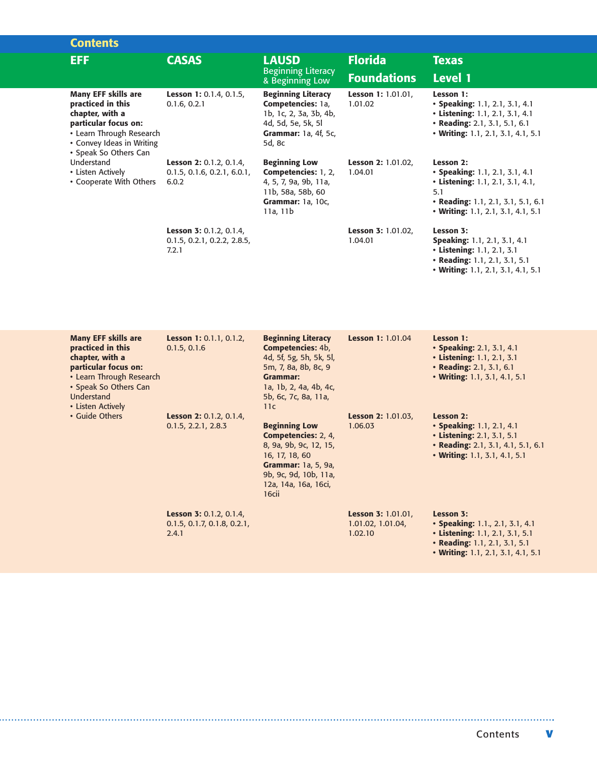## Contents

| EFF | CASAS | LAUSD Beginning Literacy & Beginning Low | Florida Foundations | Texas Level 1 |
|---|---|---|---|---|
| **Many EFF skills are practiced in this chapter, with a particular focus on:** • Learn Through Research • Convey Ideas in Writing • Speak So Others Can Understand • Listen Actively • Cooperate With Others | **Lesson 1:** 0.1.4, 0.1.5, 0.1.6, 0.2.1 | **Beginning Literacy Competencies:** 1a, 1b, 1c, 2, 3a, 3b, 4b, 4d, 5d, 5e, 5k, 5l **Grammar:** 1a, 4f, 5c, 5d, 8c | **Lesson 1:** 1.01.01, 1.01.02 | **Lesson 1:** • **Speaking:** 1.1, 2.1, 3.1, 4.1 • **Listening:** 1.1, 2.1, 3.1, 4.1 • **Reading:** 2.1, 3.1, 5.1, 6.1 • **Writing:** 1.1, 2.1, 3.1, 4.1, 5.1 |
| | **Lesson 2:** 0.1.2, 0.1.4, 0.1.5, 0.1.6, 0.2.1, 6.0.1, 6.0.2 | **Beginning Low Competencies:** 1, 2, 4, 5, 7, 9a, 9b, 11a, 11b, 58a, 58b, 60 **Grammar:** 1a, 10c, 11a, 11b | **Lesson 2:** 1.01.02, 1.04.01 | **Lesson 2:** • **Speaking:** 1.1, 2.1, 3.1, 4.1 • **Listening:** 1.1, 2.1, 3.1, 4.1, 5.1 • **Reading:** 1.1, 2.1, 3.1, 5.1, 6.1 • **Writing:** 1.1, 2.1, 3.1, 4.1, 5.1 |
| | **Lesson 3:** 0.1.2, 0.1.4, 0.1.5, 0.2.1, 0.2.2, 2.8.5, 7.2.1 | | **Lesson 3:** 1.01.02, 1.04.01 | **Lesson 3:** **Speaking:** 1.1, 2.1, 3.1, 4.1 • **Listening:** 1.1, 2.1, 3.1 • **Reading:** 1.1, 2.1, 3.1, 5.1 • **Writing:** 1.1, 2.1, 3.1, 4.1, 5.1 |
| **Many EFF skills are practiced in this chapter, with a particular focus on:** • Learn Through Research • Speak So Others Can Understand • Listen Actively • Guide Others | **Lesson 1:** 0.1.1, 0.1.2, 0.1.5, 0.1.6 | **Beginning Literacy Competencies:** 4b, 4d, 5f, 5g, 5h, 5k, 5l, 5m, 7, 8a, 8b, 8c, 9 **Grammar:** 1a, 1b, 2, 4a, 4b, 4c, 5b, 6c, 7c, 8a, 11a, 11c | **Lesson 1:** 1.01.04 | **Lesson 1:** • **Speaking:** 2.1, 3.1, 4.1 • **Listening:** 1.1, 2.1, 3.1 • **Reading:** 2.1, 3.1, 6.1 • **Writing:** 1.1, 3.1, 4.1, 5.1 |
| | **Lesson 2:** 0.1.2, 0.1.4, 0.1.5, 2.2.1, 2.8.3 | **Beginning Low Competencies:** 2, 4, 8, 9a, 9b, 9c, 12, 15, 16, 17, 18, 60 **Grammar:** 1a, 5, 9a, 9b, 9c, 9d, 10b, 11a, 12a, 14a, 16a, 16ci, 16cii | **Lesson 2:** 1.01.03, 1.06.03 | **Lesson 2:** • **Speaking:** 1.1, 2.1, 4.1 • **Listening:** 2.1, 3.1, 5.1 • **Reading:** 2.1, 3.1, 4.1, 5.1, 6.1 • **Writing:** 1.1, 3.1, 4.1, 5.1 |
| | **Lesson 3:** 0.1.2, 0.1.4, 0.1.5, 0.1.7, 0.1.8, 0.2.1, 2.4.1 | | **Lesson 3:** 1.01.01, 1.01.02, 1.01.04, 1.02.10 | **Lesson 3:** • **Speaking:** 1.1., 2.1, 3.1, 4.1 • **Listening:** 1.1, 2.1, 3.1, 5.1 • **Reading:** 1.1, 2.1, 3.1, 5.1 • **Writing:** 1.1, 2.1, 3.1, 4.1, 5.1 |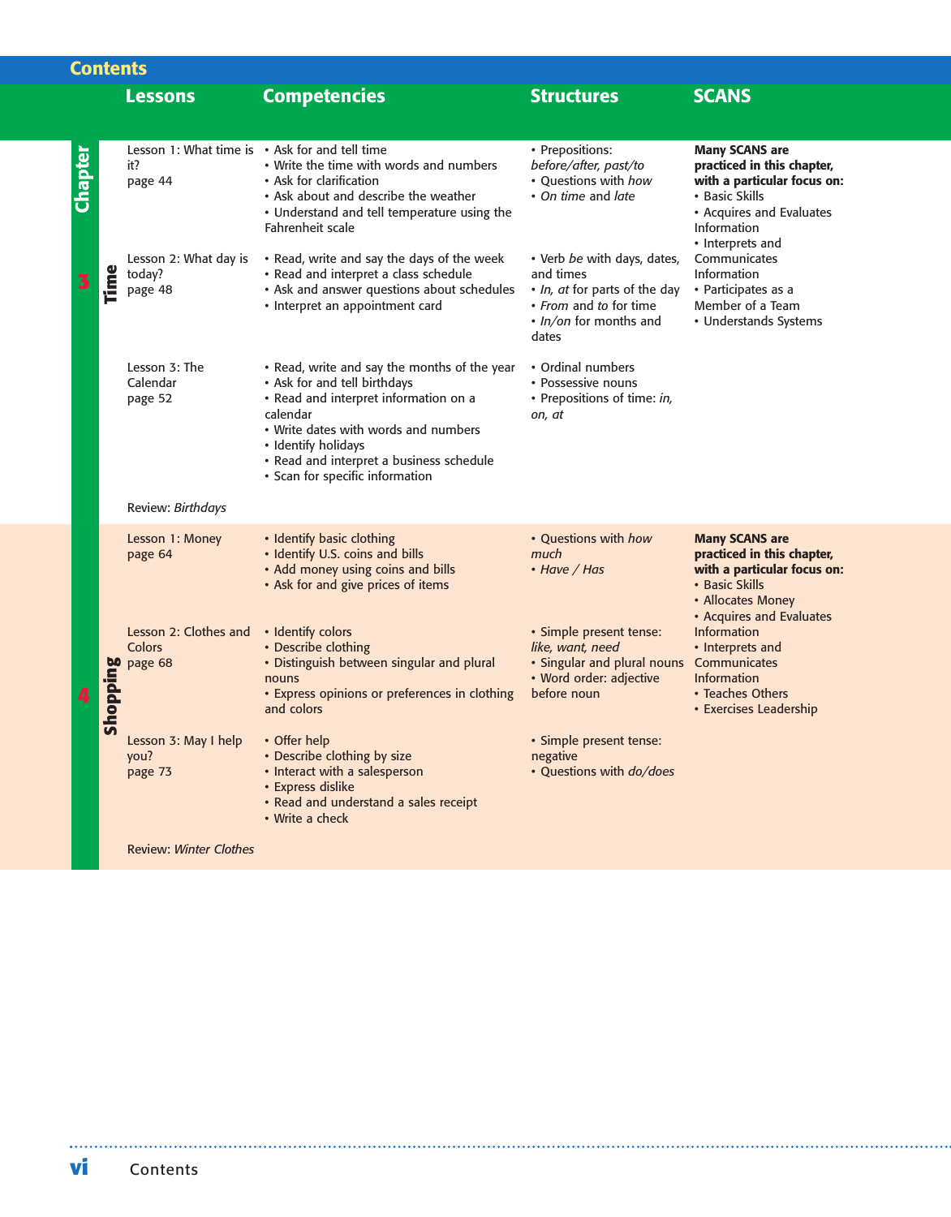## Contents

| Chapter | Lessons | Competencies | Structures | SCANS |
|---|---|---|---|---|
| 3 Time | Lesson 1: What time is it?<br>page 44 | • Ask for and tell time<br>• Write the time with words and numbers<br>• Ask for clarification<br>• Ask about and describe the weather<br>• Understand and tell temperature using the Fahrenheit scale | • Prepositions: *before/after, past/to*<br>• Questions with *how*<br>• *On time* and *late* | **Many SCANS are practiced in this chapter, with a particular focus on:**<br>• Basic Skills<br>• Acquires and Evaluates Information<br>• Interprets and Communicates Information<br>• Participates as a Member of a Team<br>• Understands Systems |
| | Lesson 2: What day is today?<br>page 48 | • Read, write and say the days of the week<br>• Read and interpret a class schedule<br>• Ask and answer questions about schedules<br>• Interpret an appointment card | • Verb *be* with days, dates, and times<br>• *In, at* for parts of the day<br>• *From* and *to* for time<br>• *In/on* for months and dates | |
| | Lesson 3: The Calendar<br>page 52 | • Read, write and say the months of the year<br>• Ask for and tell birthdays<br>• Read and interpret information on a calendar<br>• Write dates with words and numbers<br>• Identify holidays<br>• Read and interpret a business schedule<br>• Scan for specific information | • Ordinal numbers<br>• Possessive nouns<br>• Prepositions of time: *in, on, at* | |
| | Review: *Birthdays* | | | |
| 4 Shopping | Lesson 1: Money<br>page 64 | • Identify basic clothing<br>• Identify U.S. coins and bills<br>• Add money using coins and bills<br>• Ask for and give prices of items | • Questions with *how much*<br>• *Have / Has* | **Many SCANS are practiced in this chapter, with a particular focus on:**<br>• Basic Skills<br>• Allocates Money<br>• Acquires and Evaluates Information<br>• Interprets and Communicates Information<br>• Teaches Others<br>• Exercises Leadership |
| | Lesson 2: Clothes and Colors<br>page 68 | • Identify colors<br>• Describe clothing<br>• Distinguish between singular and plural nouns<br>• Express opinions or preferences in clothing and colors | • Simple present tense: *like, want, need*<br>• Singular and plural nouns<br>• Word order: adjective before noun | |
| | Lesson 3: May I help you?<br>page 73 | • Offer help<br>• Describe clothing by size<br>• Interact with a salesperson<br>• Express dislike<br>• Read and understand a sales receipt<br>• Write a check | • Simple present tense: negative<br>• Questions with *do/does* | |
| | Review: *Winter Clothes* | | | |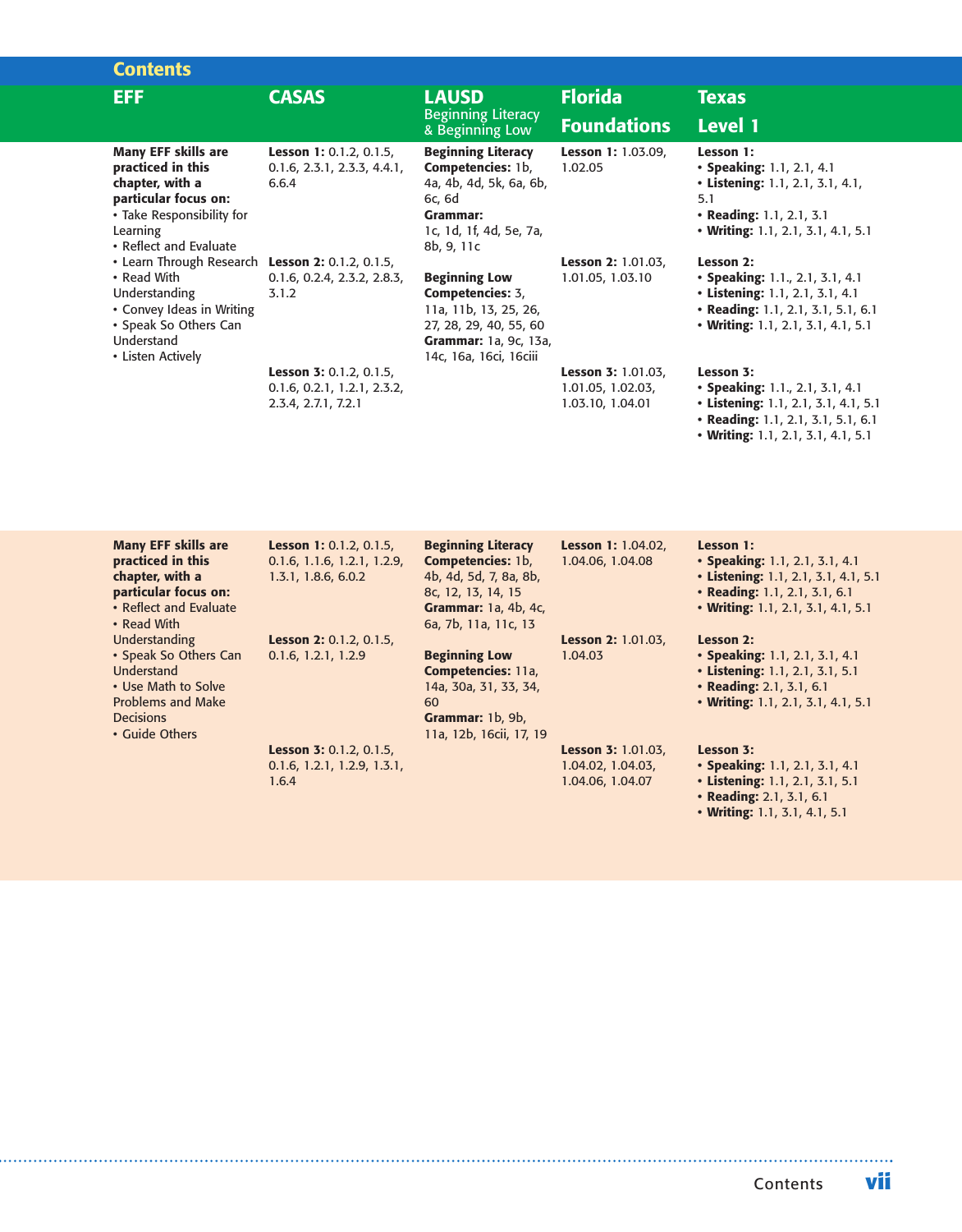## Contents

| EFF | CASAS | LAUSD Beginning Literacy & Beginning Low | Florida Foundations | Texas Level 1 |
|---|---|---|---|---|
| **Many EFF skills are practiced in this chapter, with a particular focus on:**<br>• Take Responsibility for Learning<br>• Reflect and Evaluate<br>• Learn Through Research<br>• Read With Understanding<br>• Convey Ideas in Writing<br>• Speak So Others Can Understand<br>• Listen Actively | **Lesson 1:** 0.1.2, 0.1.5, 0.1.6, 2.3.1, 2.3.3, 4.4.1, 6.6.4<br><br>**Lesson 2:** 0.1.2, 0.1.5, 0.1.6, 0.2.4, 2.3.2, 2.8.3, 3.1.2<br><br>**Lesson 3:** 0.1.2, 0.1.5, 0.1.6, 0.2.1, 1.2.1, 2.3.2, 2.3.4, 2.7.1, 7.2.1 | **Beginning Literacy Competencies:** 1b, 4a, 4b, 4d, 5k, 6a, 6b, 6c, 6d<br>**Grammar:** 1c, 1d, 1f, 4d, 5e, 7a, 8b, 9, 11c<br><br>**Beginning Low Competencies:** 3, 11a, 11b, 13, 25, 26, 27, 28, 29, 40, 55, 60<br>**Grammar:** 1a, 9c, 13a, 14c, 16a, 16ci, 16ciii | **Lesson 1:** 1.03.09, 1.02.05<br><br>**Lesson 2:** 1.01.03, 1.01.05, 1.03.10<br><br>**Lesson 3:** 1.01.03, 1.01.05, 1.02.03, 1.03.10, 1.04.01 | **Lesson 1:**<br>• **Speaking:** 1.1, 2.1, 4.1<br>• **Listening:** 1.1, 2.1, 3.1, 4.1, 5.1<br>• **Reading:** 1.1, 2.1, 3.1<br>• **Writing:** 1.1, 2.1, 3.1, 4.1, 5.1<br><br>**Lesson 2:**<br>• **Speaking:** 1.1., 2.1, 3.1, 4.1<br>• **Listening:** 1.1, 2.1, 3.1, 4.1<br>• **Reading:** 1.1, 2.1, 3.1, 5.1, 6.1<br>• **Writing:** 1.1, 2.1, 3.1, 4.1, 5.1<br><br>**Lesson 3:**<br>• **Speaking:** 1.1., 2.1, 3.1, 4.1<br>• **Listening:** 1.1, 2.1, 3.1, 4.1, 5.1<br>• **Reading:** 1.1, 2.1, 3.1, 5.1, 6.1<br>• **Writing:** 1.1, 2.1, 3.1, 4.1, 5.1 |
| **Many EFF skills are practiced in this chapter, with a particular focus on:**<br>• Reflect and Evaluate<br>• Read With Understanding<br>• Speak So Others Can Understand<br>• Use Math to Solve Problems and Make Decisions<br>• Guide Others | **Lesson 1:** 0.1.2, 0.1.5, 0.1.6, 1.1.6, 1.2.1, 1.2.9, 1.3.1, 1.8.6, 6.0.2<br><br>**Lesson 2:** 0.1.2, 0.1.5, 0.1.6, 1.2.1, 1.2.9<br><br>**Lesson 3:** 0.1.2, 0.1.5, 0.1.6, 1.2.1, 1.2.9, 1.3.1, 1.6.4 | **Beginning Literacy Competencies:** 1b, 4b, 4d, 5d, 7, 8a, 8b, 8c, 12, 13, 14, 15<br>**Grammar:** 1a, 4b, 4c, 6a, 7b, 11a, 11c, 13<br><br>**Beginning Low Competencies:** 11a, 14a, 30a, 31, 33, 34, 60<br>**Grammar:** 1b, 9b, 11a, 12b, 16cii, 17, 19 | **Lesson 1:** 1.04.02, 1.04.06, 1.04.08<br><br>**Lesson 2:** 1.01.03, 1.04.03<br><br>**Lesson 3:** 1.01.03, 1.04.02, 1.04.03, 1.04.06, 1.04.07 | **Lesson 1:**<br>• **Speaking:** 1.1, 2.1, 3.1, 4.1<br>• **Listening:** 1.1, 2.1, 3.1, 4.1, 5.1<br>• **Reading:** 1.1, 2.1, 3.1, 6.1<br>• **Writing:** 1.1, 2.1, 3.1, 4.1, 5.1<br><br>**Lesson 2:**<br>• **Speaking:** 1.1, 2.1, 3.1, 4.1<br>• **Listening:** 1.1, 2.1, 3.1, 5.1<br>• **Reading:** 2.1, 3.1, 6.1<br>• **Writing:** 1.1, 2.1, 3.1, 4.1, 5.1<br><br>**Lesson 3:**<br>• **Speaking:** 1.1, 2.1, 3.1, 4.1<br>• **Listening:** 1.1, 2.1, 3.1, 5.1<br>• **Reading:** 2.1, 3.1, 6.1<br>• **Writing:** 1.1, 3.1, 4.1, 5.1 |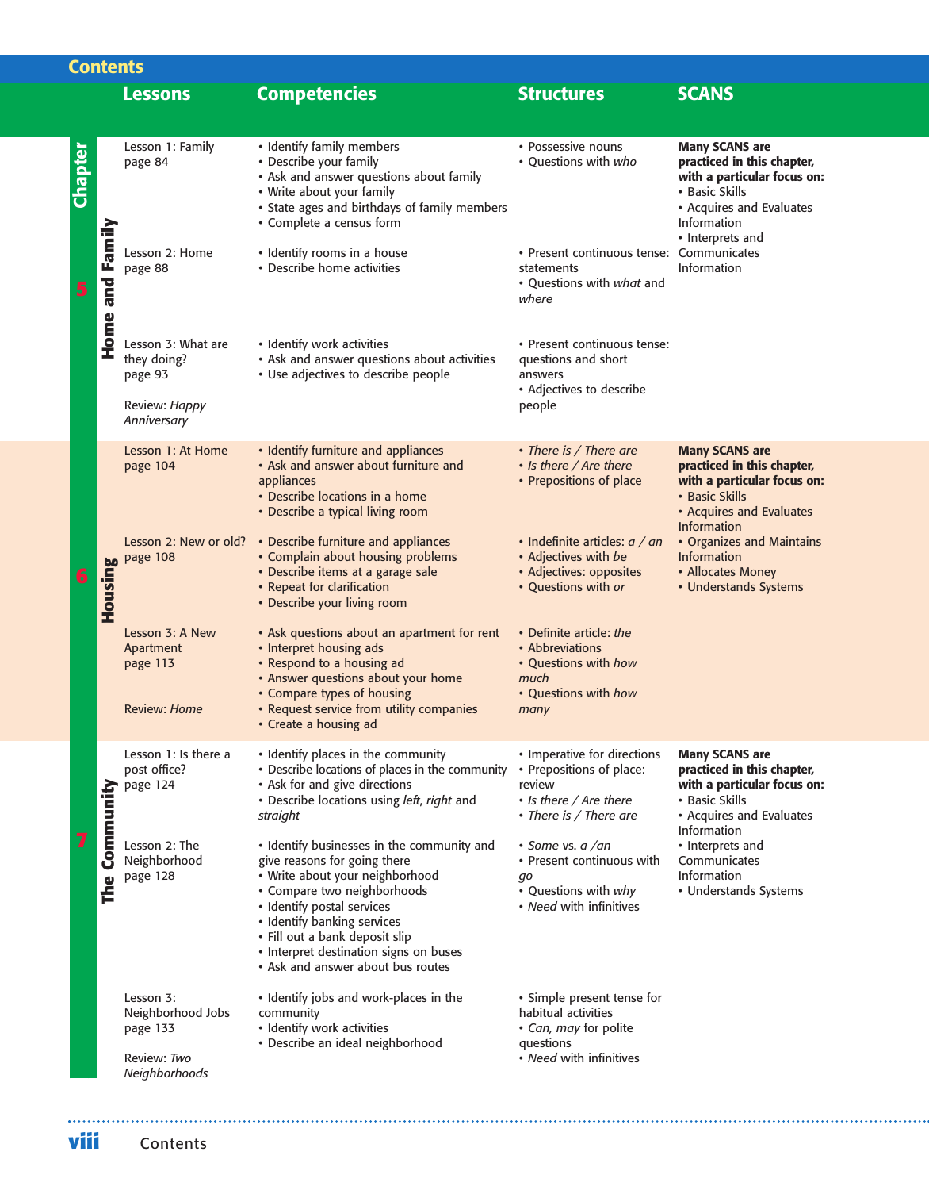## Contents

| Chapter | Lessons | Competencies | Structures | SCANS |
|---|---|---|---|---|
| **5 Home and Family** | Lesson 1: Family<br>page 84 | • Identify family members<br>• Describe your family<br>• Ask and answer questions about family<br>• Write about your family<br>• State ages and birthdays of family members<br>• Complete a census form | • Possessive nouns<br>• Questions with *who* | **Many SCANS are practiced in this chapter, with a particular focus on:**<br>• Basic Skills<br>• Acquires and Evaluates Information<br>• Interprets and Communicates Information |
| | Lesson 2: Home<br>page 88 | • Identify rooms in a house<br>• Describe home activities | • Present continuous tense: statements<br>• Questions with *what* and *where* | |
| | Lesson 3: What are they doing?<br>page 93<br><br>Review: *Happy Anniversary* | • Identify work activities<br>• Ask and answer questions about activities<br>• Use adjectives to describe people | • Present continuous tense: questions and short answers<br>• Adjectives to describe people | |
| **6 Housing** | Lesson 1: At Home<br>page 104 | • Identify furniture and appliances<br>• Ask and answer about furniture and appliances<br>• Describe locations in a home<br>• Describe a typical living room | • *There is / There are*<br>• *Is there / Are there*<br>• Prepositions of place | **Many SCANS are practiced in this chapter, with a particular focus on:**<br>• Basic Skills<br>• Acquires and Evaluates Information<br>• Organizes and Maintains Information<br>• Allocates Money<br>• Understands Systems |
| | Lesson 2: New or old?<br>page 108 | • Describe furniture and appliances<br>• Complain about housing problems<br>• Describe items at a garage sale<br>• Repeat for clarification<br>• Describe your living room | • Indefinite articles: *a / an*<br>• Adjectives with *be*<br>• Adjectives: opposites<br>• Questions with *or* | |
| | Lesson 3: A New Apartment<br>page 113<br><br>Review: *Home* | • Ask questions about an apartment for rent<br>• Interpret housing ads<br>• Respond to a housing ad<br>• Answer questions about your home<br>• Compare types of housing<br>• Request service from utility companies<br>• Create a housing ad | • Definite article: *the*<br>• Abbreviations<br>• Questions with *how much*<br>• Questions with *how many* | |
| **7 The Community** | Lesson 1: Is there a post office?<br>page 124 | • Identify places in the community<br>• Describe locations of places in the community<br>• Ask for and give directions<br>• Describe locations using *left*, *right* and *straight* | • Imperative for directions<br>• Prepositions of place: review<br>• *Is there / Are there*<br>• *There is / There are* | **Many SCANS are practiced in this chapter, with a particular focus on:**<br>• Basic Skills<br>• Acquires and Evaluates Information<br>• Interprets and Communicates Information<br>• Understands Systems |
| | Lesson 2: The Neighborhood<br>page 128 | • Identify businesses in the community and give reasons for going there<br>• Write about your neighborhood<br>• Compare two neighborhoods<br>• Identify postal services<br>• Identify banking services<br>• Fill out a bank deposit slip<br>• Interpret destination signs on buses<br>• Ask and answer about bus routes | • *Some* vs. *a /an*<br>• Present continuous with *go*<br>• Questions with *why*<br>• *Need* with infinitives | |
| | Lesson 3: Neighborhood Jobs<br>page 133<br><br>Review: *Two Neighborhoods* | • Identify jobs and work-places in the community<br>• Identify work activities<br>• Describe an ideal neighborhood | • Simple present tense for habitual activities<br>• *Can, may* for polite questions<br>• *Need* with infinitives | |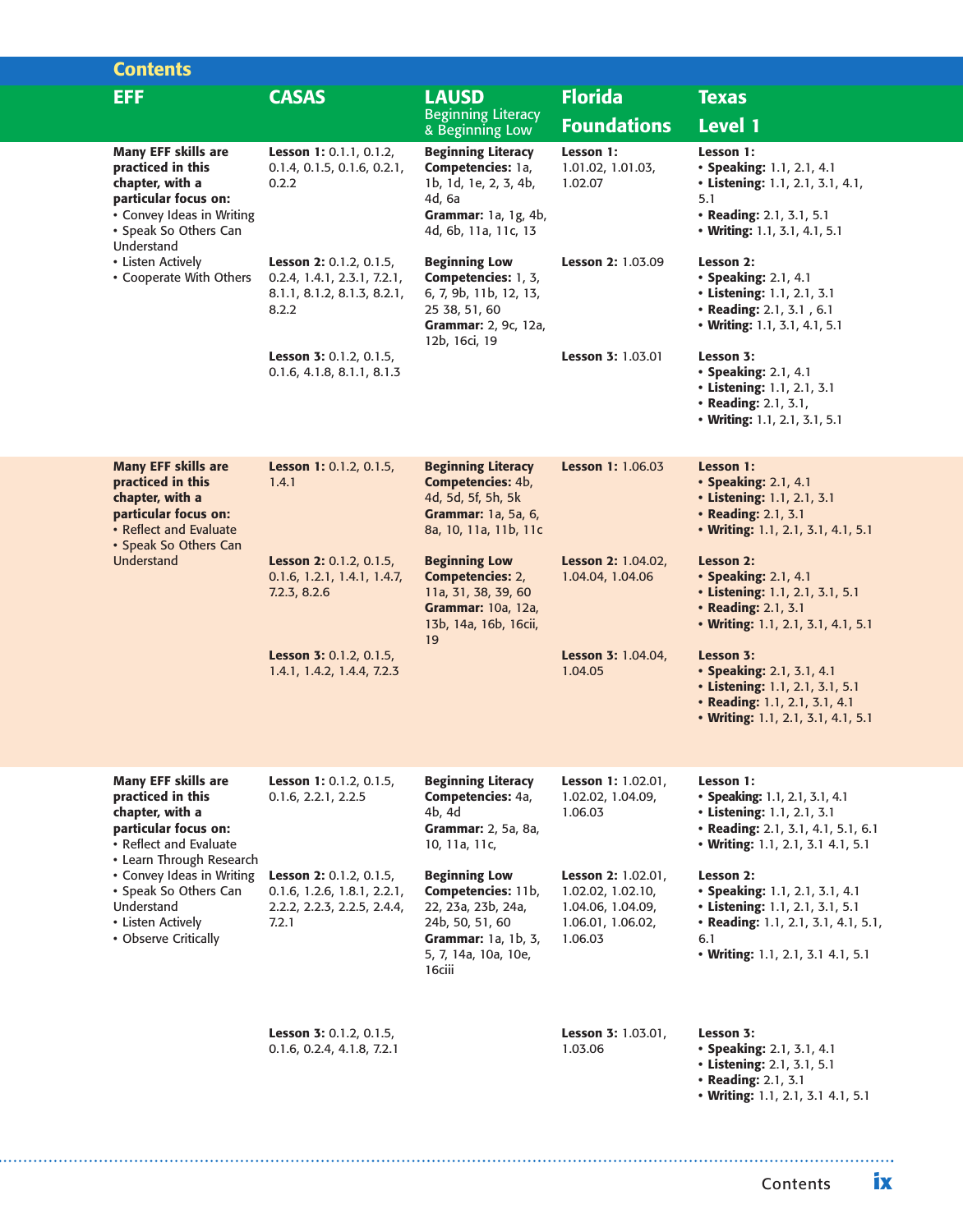## Contents

| EFF | CASAS | LAUSD Beginning Literacy & Beginning Low | Florida Foundations | Texas Level 1 |
|---|---|---|---|---|
| **Many EFF skills are practiced in this chapter, with a particular focus on:**<br>• Convey Ideas in Writing<br>• Speak So Others Can Understand<br>• Listen Actively<br>• Cooperate With Others | **Lesson 1:** 0.1.1, 0.1.2, 0.1.4, 0.1.5, 0.1.6, 0.2.1, 0.2.2 | **Beginning Literacy Competencies:** 1a, 1b, 1d, 1e, 2, 3, 4b, 4d, 6a<br>**Grammar:** 1a, 1g, 4b, 4d, 6b, 11a, 11c, 13 | **Lesson 1:** 1.01.02, 1.01.03, 1.02.07 | **Lesson 1:**<br>• **Speaking:** 1.1, 2.1, 4.1<br>• **Listening:** 1.1, 2.1, 3.1, 4.1, 5.1<br>• **Reading:** 2.1, 3.1, 5.1<br>• **Writing:** 1.1, 3.1, 4.1, 5.1 |
| | **Lesson 2:** 0.1.2, 0.1.5, 0.2.4, 1.4.1, 2.3.1, 7.2.1, 8.1.1, 8.1.2, 8.1.3, 8.2.1, 8.2.2 | **Beginning Low Competencies:** 1, 3, 6, 7, 9b, 11b, 12, 13, 25 38, 51, 60<br>**Grammar:** 2, 9c, 12a, 12b, 16ci, 19 | **Lesson 2:** 1.03.09 | **Lesson 2:**<br>• **Speaking:** 2.1, 4.1<br>• **Listening:** 1.1, 2.1, 3.1<br>• **Reading:** 2.1, 3.1 , 6.1<br>• **Writing:** 1.1, 3.1, 4.1, 5.1 |
| | **Lesson 3:** 0.1.2, 0.1.5, 0.1.6, 4.1.8, 8.1.1, 8.1.3 | | **Lesson 3:** 1.03.01 | **Lesson 3:**<br>• **Speaking:** 2.1, 4.1<br>• **Listening:** 1.1, 2.1, 3.1<br>• **Reading:** 2.1, 3.1,<br>• **Writing:** 1.1, 2.1, 3.1, 5.1 |
| **Many EFF skills are practiced in this chapter, with a particular focus on:**<br>• Reflect and Evaluate<br>• Speak So Others Can Understand | **Lesson 1:** 0.1.2, 0.1.5, 1.4.1 | **Beginning Literacy Competencies:** 4b, 4d, 5d, 5f, 5h, 5k<br>**Grammar:** 1a, 5a, 6, 8a, 10, 11a, 11b, 11c | **Lesson 1:** 1.06.03 | **Lesson 1:**<br>• **Speaking:** 2.1, 4.1<br>• **Listening:** 1.1, 2.1, 3.1<br>• **Reading:** 2.1, 3.1<br>• **Writing:** 1.1, 2.1, 3.1, 4.1, 5.1 |
| | **Lesson 2:** 0.1.2, 0.1.5, 0.1.6, 1.2.1, 1.4.1, 1.4.7, 7.2.3, 8.2.6 | **Beginning Low Competencies:** 2, 11a, 31, 38, 39, 60<br>**Grammar:** 10a, 12a, 13b, 14a, 16b, 16cii, 19 | **Lesson 2:** 1.04.02, 1.04.04, 1.04.06 | **Lesson 2:**<br>• **Speaking:** 2.1, 4.1<br>• **Listening:** 1.1, 2.1, 3.1, 5.1<br>• **Reading:** 2.1, 3.1<br>• **Writing:** 1.1, 2.1, 3.1, 4.1, 5.1 |
| | **Lesson 3:** 0.1.2, 0.1.5, 1.4.1, 1.4.2, 1.4.4, 7.2.3 | | **Lesson 3:** 1.04.04, 1.04.05 | **Lesson 3:**<br>• **Speaking:** 2.1, 3.1, 4.1<br>• **Listening:** 1.1, 2.1, 3.1, 5.1<br>• **Reading:** 1.1, 2.1, 3.1, 4.1<br>• **Writing:** 1.1, 2.1, 3.1, 4.1, 5.1 |
| **Many EFF skills are practiced in this chapter, with a particular focus on:**<br>• Reflect and Evaluate<br>• Learn Through Research<br>• Convey Ideas in Writing<br>• Speak So Others Can Understand<br>• Listen Actively<br>• Observe Critically | **Lesson 1:** 0.1.2, 0.1.5, 0.1.6, 2.2.1, 2.2.5 | **Beginning Literacy Competencies:** 4a, 4b, 4d<br>**Grammar:** 2, 5a, 8a, 10, 11a, 11c, | **Lesson 1:** 1.02.01, 1.02.02, 1.04.09, 1.06.03 | **Lesson 1:**<br>• **Speaking:** 1.1, 2.1, 3.1, 4.1<br>• **Listening:** 1.1, 2.1, 3.1<br>• **Reading:** 2.1, 3.1, 4.1, 5.1, 6.1<br>• **Writing:** 1.1, 2.1, 3.1 4.1, 5.1 |
| | **Lesson 2:** 0.1.2, 0.1.5, 0.1.6, 1.2.6, 1.8.1, 2.2.1, 2.2.2, 2.2.3, 2.2.5, 2.4.4, 7.2.1 | **Beginning Low Competencies:** 11b, 22, 23a, 23b, 24a, 24b, 50, 51, 60<br>**Grammar:** 1a, 1b, 3, 5, 7, 14a, 10a, 10e, 16ciii | **Lesson 2:** 1.02.01, 1.02.02, 1.02.10, 1.04.06, 1.04.09, 1.06.01, 1.06.02, 1.06.03 | **Lesson 2:**<br>• **Speaking:** 1.1, 2.1, 3.1, 4.1<br>• **Listening:** 1.1, 2.1, 3.1, 5.1<br>• **Reading:** 1.1, 2.1, 3.1, 4.1, 5.1, 6.1<br>• **Writing:** 1.1, 2.1, 3.1 4.1, 5.1 |
| | **Lesson 3:** 0.1.2, 0.1.5, 0.1.6, 0.2.4, 4.1.8, 7.2.1 | | **Lesson 3:** 1.03.01, 1.03.06 | **Lesson 3:**<br>• **Speaking:** 2.1, 3.1, 4.1<br>• **Listening:** 2.1, 3.1, 5.1<br>• **Reading:** 2.1, 3.1<br>• **Writing:** 1.1, 2.1, 3.1 4.1, 5.1 |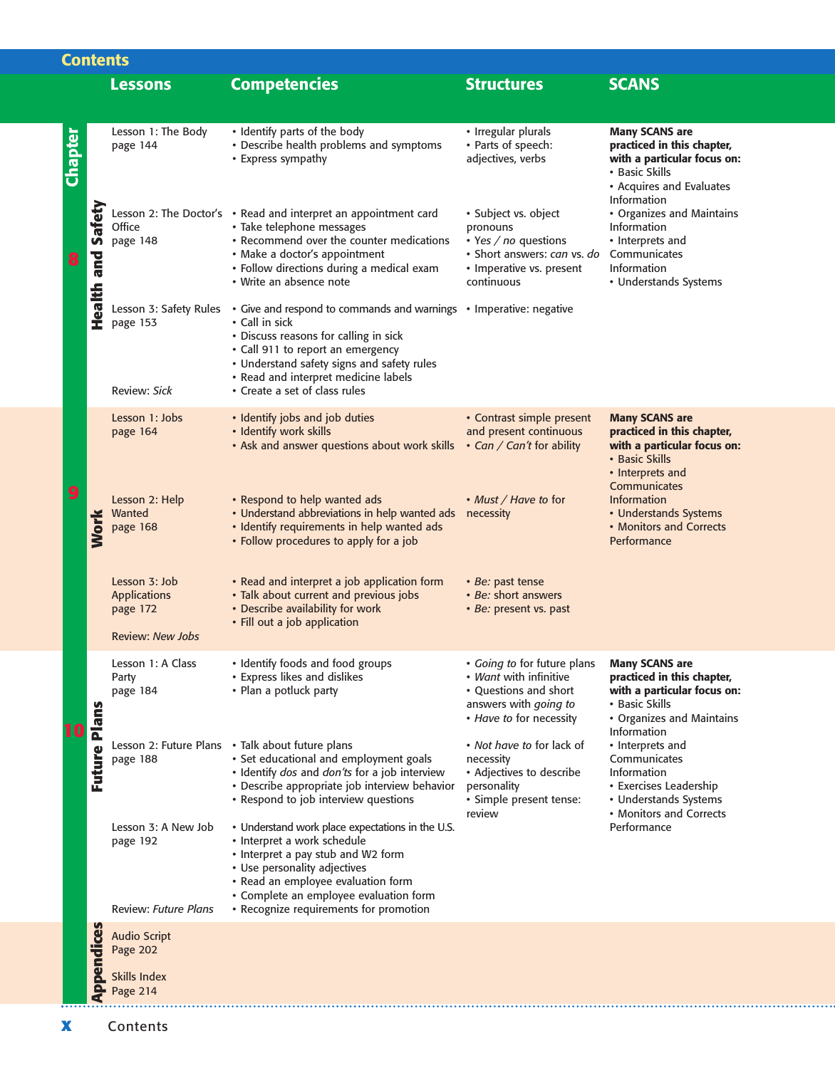# Contents

| Chapter | Lessons | Competencies | Structures | SCANS |
|---|---|---|---|---|
| 8 Health and Safety | Lesson 1: The Body<br>page 144 | • Identify parts of the body<br>• Describe health problems and symptoms<br>• Express sympathy | • Irregular plurals<br>• Parts of speech: adjectives, verbs | **Many SCANS are practiced in this chapter, with a particular focus on:**<br>• Basic Skills<br>• Acquires and Evaluates Information<br>• Organizes and Maintains Information<br>• Interprets and Communicates Information<br>• Understands Systems |
| | Lesson 2: The Doctor's Office<br>page 148 | • Read and interpret an appointment card<br>• Take telephone messages<br>• Recommend over the counter medications<br>• Make a doctor's appointment<br>• Follow directions during a medical exam<br>• Write an absence note | • Subject vs. object pronouns<br>• *Yes / no* questions<br>• Short answers: *can* vs. *do*<br>• Imperative vs. present continuous | |
| | Lesson 3: Safety Rules<br>page 153<br><br>Review: *Sick* | • Give and respond to commands and warnings<br>• Call in sick<br>• Discuss reasons for calling in sick<br>• Call 911 to report an emergency<br>• Understand safety signs and safety rules<br>• Read and interpret medicine labels<br>• Create a set of class rules | • Imperative: negative | |
| 9 Work | Lesson 1: Jobs<br>page 164 | • Identify jobs and job duties<br>• Identify work skills<br>• Ask and answer questions about work skills | • Contrast simple present and present continuous<br>• *Can / Can't* for ability | **Many SCANS are practiced in this chapter, with a particular focus on:**<br>• Basic Skills<br>• Interprets and Communicates Information<br>• Understands Systems<br>• Monitors and Corrects Performance |
| | Lesson 2: Help Wanted<br>page 168 | • Respond to help wanted ads<br>• Understand abbreviations in help wanted ads<br>• Identify requirements in help wanted ads<br>• Follow procedures to apply for a job | • *Must / Have to* for necessity | |
| | Lesson 3: Job Applications<br>page 172<br><br>Review: *New Jobs* | • Read and interpret a job application form<br>• Talk about current and previous jobs<br>• Describe availability for work<br>• Fill out a job application | • *Be:* past tense<br>• *Be:* short answers<br>• *Be:* present vs. past | |
| 10 Future Plans | Lesson 1: A Class Party<br>page 184 | • Identify foods and food groups<br>• Express likes and dislikes<br>• Plan a potluck party | • *Going to* for future plans<br>• *Want* with infinitive<br>• Questions and short answers with *going to*<br>• *Have to* for necessity | **Many SCANS are practiced in this chapter, with a particular focus on:**<br>• Basic Skills<br>• Organizes and Maintains Information<br>• Interprets and Communicates Information<br>• Exercises Leadership<br>• Understands Systems<br>• Monitors and Corrects Performance |
| | Lesson 2: Future Plans<br>page 188 | • Talk about future plans<br>• Set educational and employment goals<br>• Identify *dos* and *don'ts* for a job interview<br>• Describe appropriate job interview behavior<br>• Respond to job interview questions | • *Not have to* for lack of necessity<br>• Adjectives to describe personality<br>• Simple present tense: review | |
| | Lesson 3: A New Job<br>page 192<br><br>Review: *Future Plans* | • Understand work place expectations in the U.S.<br>• Interpret a work schedule<br>• Interpret a pay stub and W2 form<br>• Use personality adjectives<br>• Read an employee evaluation form<br>• Complete an employee evaluation form<br>• Recognize requirements for promotion | | |
| Appendices | Audio Script<br>Page 202<br><br>Skills Index<br>Page 214 | | | |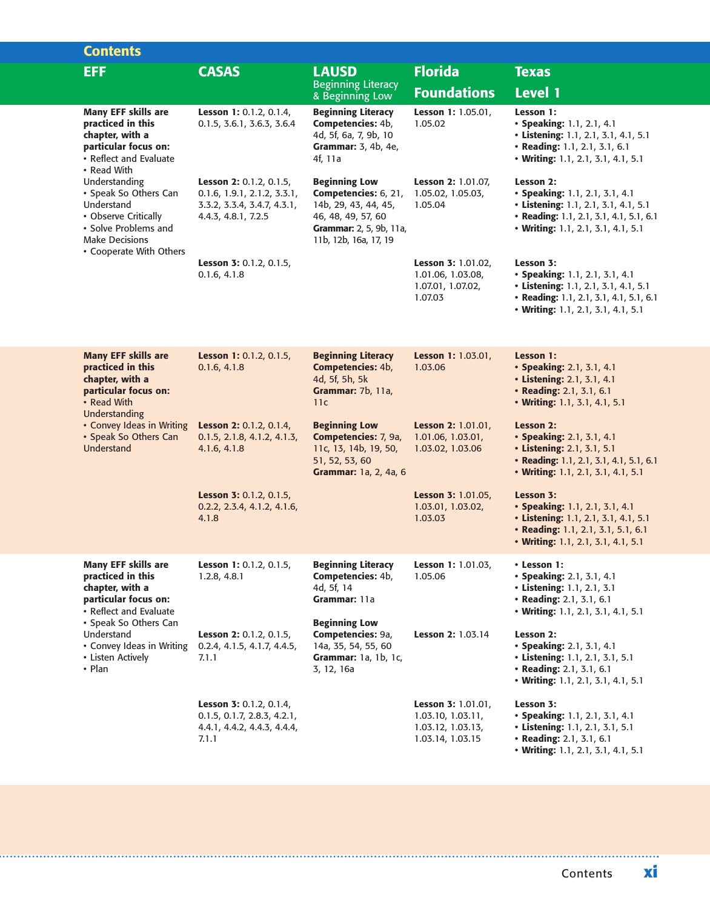## Contents

| EFF | CASAS | LAUSD Beginning Literacy & Beginning Low | Florida Foundations | Texas Level 1 |
|---|---|---|---|---|
| **Many EFF skills are practiced in this chapter, with a particular focus on:** • Reflect and Evaluate • Read With Understanding • Speak So Others Can Understand • Observe Critically • Solve Problems and Make Decisions • Cooperate With Others | **Lesson 1:** 0.1.2, 0.1.4, 0.1.5, 3.6.1, 3.6.3, 3.6.4 | **Beginning Literacy Competencies:** 4b, 4d, 5f, 6a, 7, 9b, 10 **Grammar:** 3, 4b, 4e, 4f, 11a | **Lesson 1:** 1.05.01, 1.05.02 | **Lesson 1:** • **Speaking:** 1.1, 2.1, 4.1 • **Listening:** 1.1, 2.1, 3.1, 4.1, 5.1 • **Reading:** 1.1, 2.1, 3.1, 6.1 • **Writing:** 1.1, 2.1, 3.1, 4.1, 5.1 |
| | **Lesson 2:** 0.1.2, 0.1.5, 0.1.6, 1.9.1, 2.1.2, 3.3.1, 3.3.2, 3.3.4, 3.4.7, 4.3.1, 4.4.3, 4.8.1, 7.2.5 | **Beginning Low Competencies:** 6, 21, 14b, 29, 43, 44, 45, 46, 48, 49, 57, 60 **Grammar:** 2, 5, 9b, 11a, 11b, 12b, 16a, 17, 19 | **Lesson 2:** 1.01.07, 1.05.02, 1.05.03, 1.05.04 | **Lesson 2:** • **Speaking:** 1.1, 2.1, 3.1, 4.1 • **Listening:** 1.1, 2.1, 3.1, 4.1, 5.1 • **Reading:** 1.1, 2.1, 3.1, 4.1, 5.1, 6.1 • **Writing:** 1.1, 2.1, 3.1, 4.1, 5.1 |
| | **Lesson 3:** 0.1.2, 0.1.5, 0.1.6, 4.1.8 | | **Lesson 3:** 1.01.02, 1.01.06, 1.03.08, 1.07.01, 1.07.02, 1.07.03 | **Lesson 3:** • **Speaking:** 1.1, 2.1, 3.1, 4.1 • **Listening:** 1.1, 2.1, 3.1, 4.1, 5.1 • **Reading:** 1.1, 2.1, 3.1, 4.1, 5.1, 6.1 • **Writing:** 1.1, 2.1, 3.1, 4.1, 5.1 |
| **Many EFF skills are practiced in this chapter, with a particular focus on:** • Read With Understanding • Convey Ideas in Writing • Speak So Others Can Understand | **Lesson 1:** 0.1.2, 0.1.5, 0.1.6, 4.1.8 | **Beginning Literacy Competencies:** 4b, 4d, 5f, 5h, 5k **Grammar:** 7b, 11a, 11c | **Lesson 1:** 1.03.01, 1.03.06 | **Lesson 1:** • **Speaking:** 2.1, 3.1, 4.1 • **Listening:** 2.1, 3.1, 4.1 • **Reading:** 2.1, 3.1, 6.1 • **Writing:** 1.1, 3.1, 4.1, 5.1 |
| | **Lesson 2:** 0.1.2, 0.1.4, 0.1.5, 2.1.8, 4.1.2, 4.1.3, 4.1.6, 4.1.8 | **Beginning Low Competencies:** 7, 9a, 11c, 13, 14b, 19, 50, 51, 52, 53, 60 **Grammar:** 1a, 2, 4a, 6 | **Lesson 2:** 1.01.01, 1.01.06, 1.03.01, 1.03.02, 1.03.06 | **Lesson 2:** • **Speaking:** 2.1, 3.1, 4.1 • **Listening:** 2.1, 3.1, 5.1 • **Reading:** 1.1, 2.1, 3.1, 4.1, 5.1, 6.1 • **Writing:** 1.1, 2.1, 3.1, 4.1, 5.1 |
| | **Lesson 3:** 0.1.2, 0.1.5, 0.2.2, 2.3.4, 4.1.2, 4.1.6, 4.1.8 | | **Lesson 3:** 1.01.05, 1.03.01, 1.03.02, 1.03.03 | **Lesson 3:** • **Speaking:** 1.1, 2.1, 3.1, 4.1 • **Listening:** 1.1, 2.1, 3.1, 4.1, 5.1 • **Reading:** 1.1, 2.1, 3.1, 5.1, 6.1 • **Writing:** 1.1, 2.1, 3.1, 4.1, 5.1 |
| **Many EFF skills are practiced in this chapter, with a particular focus on:** • Reflect and Evaluate • Speak So Others Can Understand • Convey Ideas in Writing • Listen Actively • Plan | **Lesson 1:** 0.1.2, 0.1.5, 1.2.8, 4.8.1 | **Beginning Literacy Competencies:** 4b, 4d, 5f, 14 **Grammar:** 11a | **Lesson 1:** 1.01.03, 1.05.06 | • **Lesson 1:** • **Speaking:** 2.1, 3.1, 4.1 • **Listening:** 1.1, 2.1, 3.1 • **Reading:** 2.1, 3.1, 6.1 • **Writing:** 1.1, 2.1, 3.1, 4.1, 5.1 |
| | **Lesson 2:** 0.1.2, 0.1.5, 0.2.4, 4.1.5, 4.1.7, 4.4.5, 7.1.1 | **Beginning Low Competencies:** 9a, 14a, 35, 54, 55, 60 **Grammar:** 1a, 1b, 1c, 3, 12, 16a | **Lesson 2:** 1.03.14 | **Lesson 2:** • **Speaking:** 2.1, 3.1, 4.1 • **Listening:** 1.1, 2.1, 3.1, 5.1 • **Reading:** 2.1, 3.1, 6.1 • **Writing:** 1.1, 2.1, 3.1, 4.1, 5.1 |
| | **Lesson 3:** 0.1.2, 0.1.4, 0.1.5, 0.1.7, 2.8.3, 4.2.1, 4.4.1, 4.4.2, 4.4.3, 4.4.4, 7.1.1 | | **Lesson 3:** 1.01.01, 1.03.10, 1.03.11, 1.03.12, 1.03.13, 1.03.14, 1.03.15 | **Lesson 3:** • **Speaking:** 1.1, 2.1, 3.1, 4.1 • **Listening:** 1.1, 2.1, 3.1, 5.1 • **Reading:** 2.1, 3.1, 6.1 • **Writing:** 1.1, 2.1, 3.1, 4.1, 5.1 |